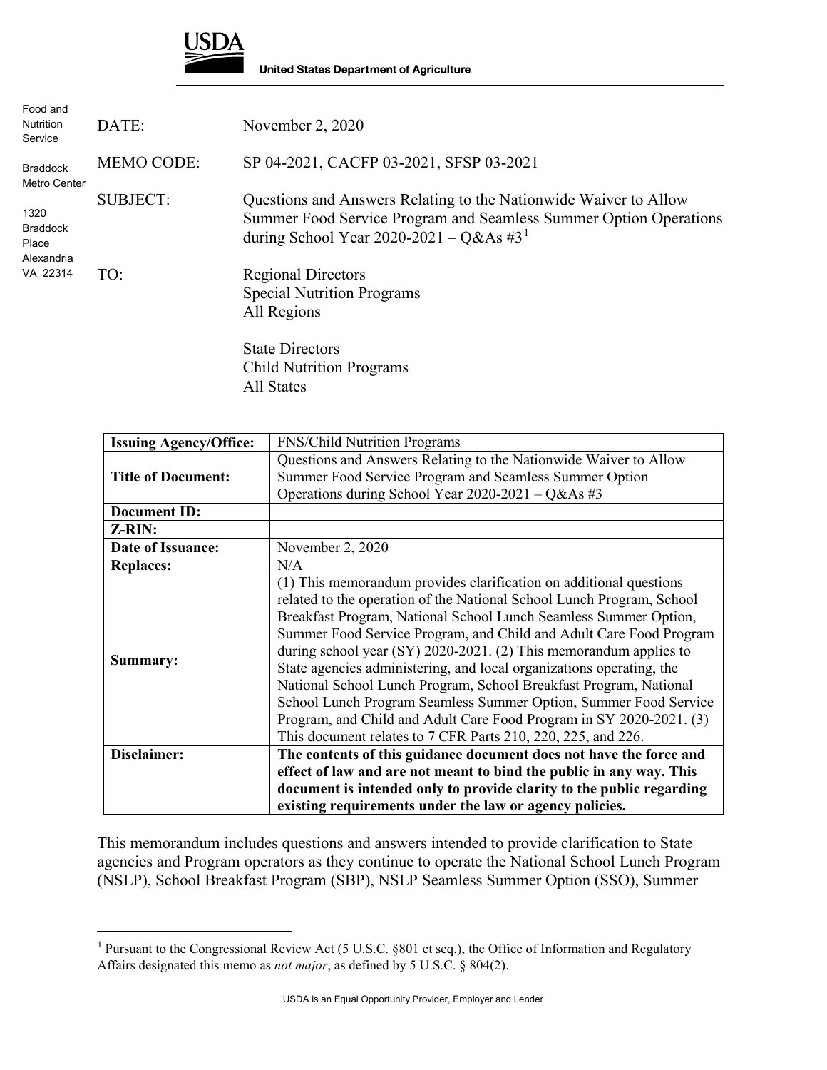**USDA**

**United States Department of Agriculture**

Food and Nutrition Service

Braddock Metro Center

1320 Braddock Place
Alexandria
VA 22314

DATE: November 2, 2020

MEMO CODE: SP 04-2021, CACFP 03-2021, SFSP 03-2021

SUBJECT: Questions and Answers Relating to the Nationwide Waiver to Allow Summer Food Service Program and Seamless Summer Option Operations during School Year 2020-2021 – Q&As #3[1]

TO: Regional Directors
Special Nutrition Programs
All Regions

State Directors
Child Nutrition Programs
All States

| **Issuing Agency/Office:** | FNS/Child Nutrition Programs |
| --- | --- |
| **Title of Document:** | Questions and Answers Relating to the Nationwide Waiver to Allow Summer Food Service Program and Seamless Summer Option Operations during School Year 2020-2021 – Q&As #3 |
| **Document ID:** | |
| **Z-RIN:** | |
| **Date of Issuance:** | November 2, 2020 |
| **Replaces:** | N/A |
| **Summary:** | (1) This memorandum provides clarification on additional questions related to the operation of the National School Lunch Program, School Breakfast Program, National School Lunch Seamless Summer Option, Summer Food Service Program, and Child and Adult Care Food Program during school year (SY) 2020-2021. (2) This memorandum applies to State agencies administering, and local organizations operating, the National School Lunch Program, School Breakfast Program, National School Lunch Program Seamless Summer Option, Summer Food Service Program, and Child and Adult Care Food Program in SY 2020-2021. (3) This document relates to 7 CFR Parts 210, 220, 225, and 226. |
| **Disclaimer:** | **The contents of this guidance document does not have the force and effect of law and are not meant to bind the public in any way. This document is intended only to provide clarity to the public regarding existing requirements under the law or agency policies.** |

This memorandum includes questions and answers intended to provide clarification to State agencies and Program operators as they continue to operate the National School Lunch Program (NSLP), School Breakfast Program (SBP), NSLP Seamless Summer Option (SSO), Summer

[1] Pursuant to the Congressional Review Act (5 U.S.C. §801 et seq.), the Office of Information and Regulatory Affairs designated this memo as *not major*, as defined by 5 U.S.C. § 804(2).

USDA is an Equal Opportunity Provider, Employer and Lender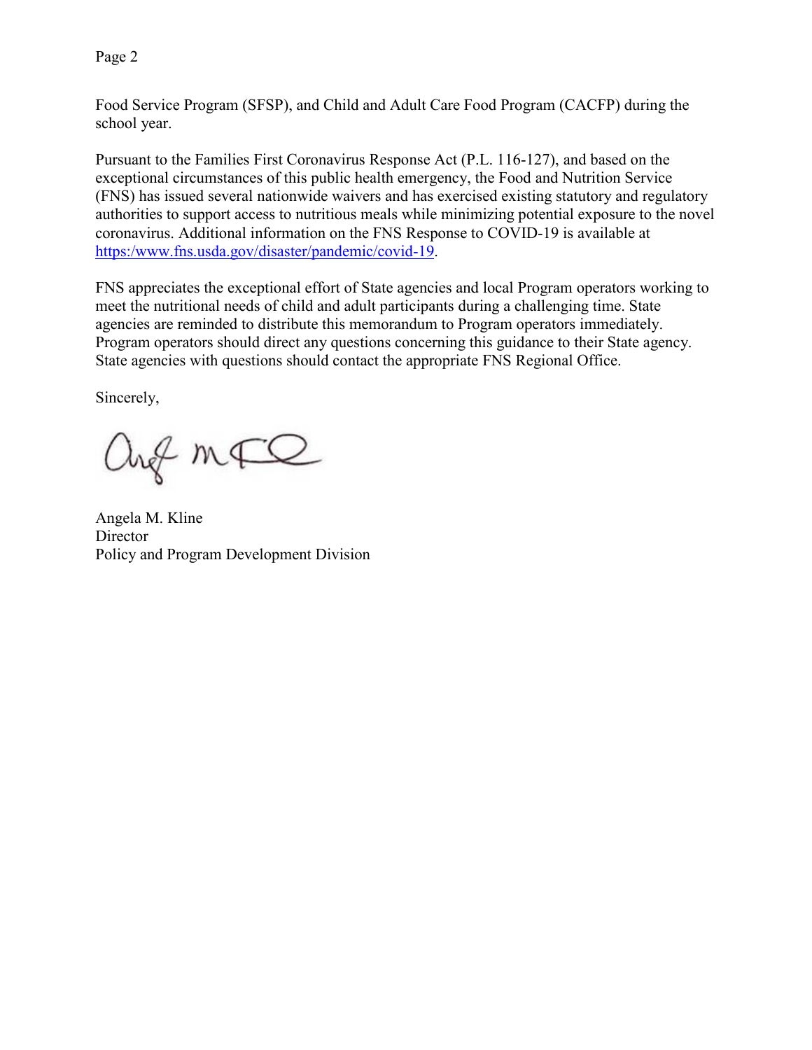Food Service Program (SFSP), and Child and Adult Care Food Program (CACFP) during the school year.

Pursuant to the Families First Coronavirus Response Act (P.L. 116-127), and based on the exceptional circumstances of this public health emergency, the Food and Nutrition Service (FNS) has issued several nationwide waivers and has exercised existing statutory and regulatory authorities to support access to nutritious meals while minimizing potential exposure to the novel coronavirus. Additional information on the FNS Response to COVID-19 is available at https:/www.fns.usda.gov/disaster/pandemic/covid-19.

FNS appreciates the exceptional effort of State agencies and local Program operators working to meet the nutritional needs of child and adult participants during a challenging time. State agencies are reminded to distribute this memorandum to Program operators immediately. Program operators should direct any questions concerning this guidance to their State agency. State agencies with questions should contact the appropriate FNS Regional Office.

Sincerely,

Angela M. Kline
Director
Policy and Program Development Division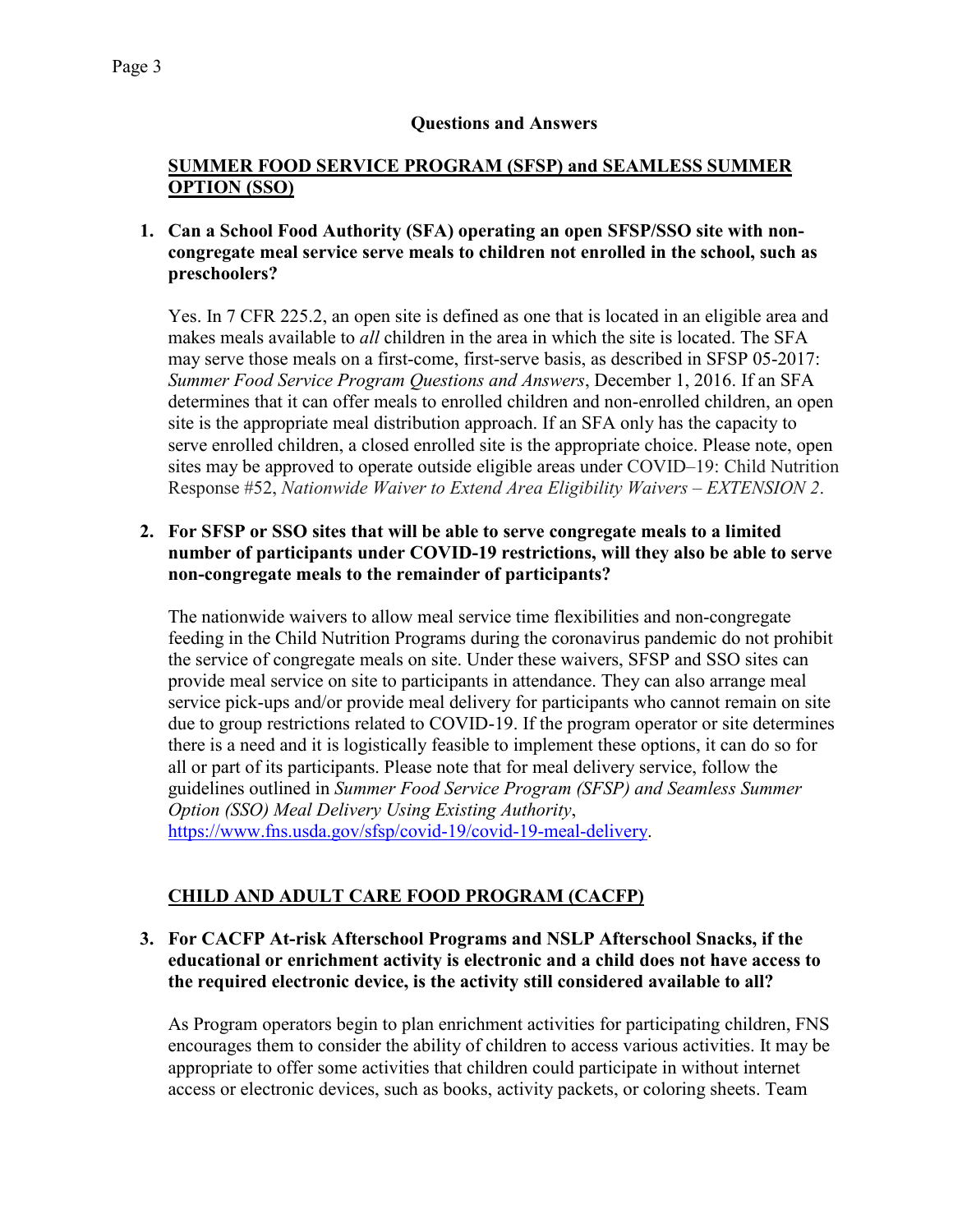## Questions and Answers

### <u>SUMMER FOOD SERVICE PROGRAM (SFSP) and SEAMLESS SUMMER OPTION (SSO)</u>

**1. Can a School Food Authority (SFA) operating an open SFSP/SSO site with non-congregate meal service serve meals to children not enrolled in the school, such as preschoolers?**

Yes. In 7 CFR 225.2, an open site is defined as one that is located in an eligible area and makes meals available to *all* children in the area in which the site is located. The SFA may serve those meals on a first-come, first-serve basis, as described in SFSP 05-2017: *Summer Food Service Program Questions and Answers*, December 1, 2016. If an SFA determines that it can offer meals to enrolled children and non-enrolled children, an open site is the appropriate meal distribution approach. If an SFA only has the capacity to serve enrolled children, a closed enrolled site is the appropriate choice. Please note, open sites may be approved to operate outside eligible areas under COVID–19: Child Nutrition Response #52, *Nationwide Waiver to Extend Area Eligibility Waivers – EXTENSION 2*.

**2. For SFSP or SSO sites that will be able to serve congregate meals to a limited number of participants under COVID-19 restrictions, will they also be able to serve non-congregate meals to the remainder of participants?**

The nationwide waivers to allow meal service time flexibilities and non-congregate feeding in the Child Nutrition Programs during the coronavirus pandemic do not prohibit the service of congregate meals on site. Under these waivers, SFSP and SSO sites can provide meal service on site to participants in attendance. They can also arrange meal service pick-ups and/or provide meal delivery for participants who cannot remain on site due to group restrictions related to COVID-19. If the program operator or site determines there is a need and it is logistically feasible to implement these options, it can do so for all or part of its participants. Please note that for meal delivery service, follow the guidelines outlined in *Summer Food Service Program (SFSP) and Seamless Summer Option (SSO) Meal Delivery Using Existing Authority*, [https://www.fns.usda.gov/sfsp/covid-19/covid-19-meal-delivery](https://www.fns.usda.gov/sfsp/covid-19/covid-19-meal-delivery).

### <u>CHILD AND ADULT CARE FOOD PROGRAM (CACFP)</u>

**3. For CACFP At-risk Afterschool Programs and NSLP Afterschool Snacks, if the educational or enrichment activity is electronic and a child does not have access to the required electronic device, is the activity still considered available to all?**

As Program operators begin to plan enrichment activities for participating children, FNS encourages them to consider the ability of children to access various activities. It may be appropriate to offer some activities that children could participate in without internet access or electronic devices, such as books, activity packets, or coloring sheets. Team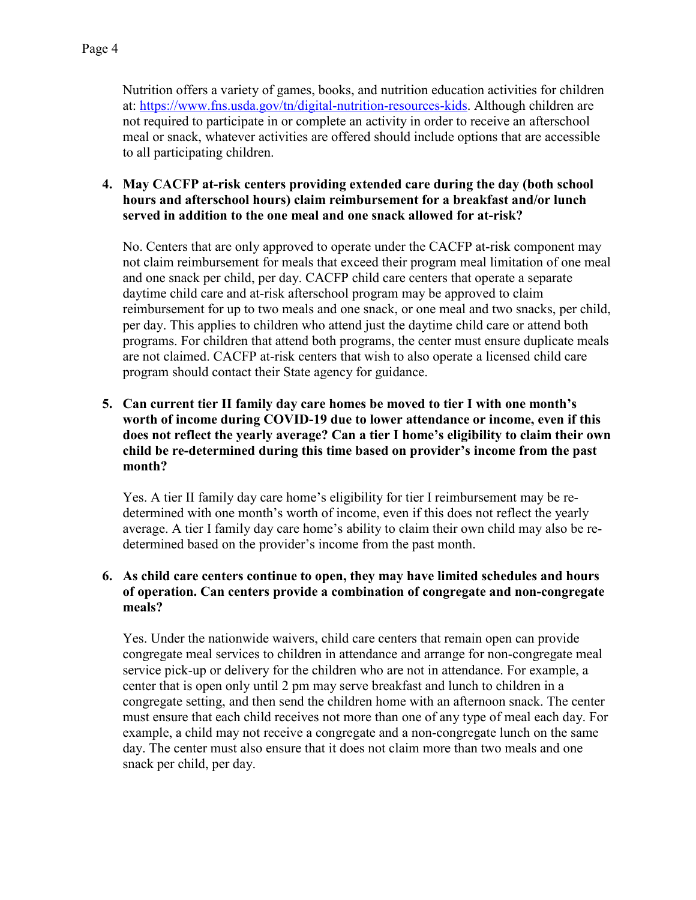Nutrition offers a variety of games, books, and nutrition education activities for children at: [https://www.fns.usda.gov/tn/digital-nutrition-resources-kids](https://www.fns.usda.gov/tn/digital-nutrition-resources-kids). Although children are not required to participate in or complete an activity in order to receive an afterschool meal or snack, whatever activities are offered should include options that are accessible to all participating children.

4. **May CACFP at-risk centers providing extended care during the day (both school hours and afterschool hours) claim reimbursement for a breakfast and/or lunch served in addition to the one meal and one snack allowed for at-risk?**

   No. Centers that are only approved to operate under the CACFP at-risk component may not claim reimbursement for meals that exceed their program meal limitation of one meal and one snack per child, per day. CACFP child care centers that operate a separate daytime child care and at-risk afterschool program may be approved to claim reimbursement for up to two meals and one snack, or one meal and two snacks, per child, per day. This applies to children who attend just the daytime child care or attend both programs. For children that attend both programs, the center must ensure duplicate meals are not claimed. CACFP at-risk centers that wish to also operate a licensed child care program should contact their State agency for guidance.

5. **Can current tier II family day care homes be moved to tier I with one month's worth of income during COVID-19 due to lower attendance or income, even if this does not reflect the yearly average? Can a tier I home's eligibility to claim their own child be re-determined during this time based on provider's income from the past month?**

   Yes. A tier II family day care home's eligibility for tier I reimbursement may be re-determined with one month's worth of income, even if this does not reflect the yearly average. A tier I family day care home's ability to claim their own child may also be re-determined based on the provider's income from the past month.

6. **As child care centers continue to open, they may have limited schedules and hours of operation. Can centers provide a combination of congregate and non-congregate meals?**

   Yes. Under the nationwide waivers, child care centers that remain open can provide congregate meal services to children in attendance and arrange for non-congregate meal service pick-up or delivery for the children who are not in attendance. For example, a center that is open only until 2 pm may serve breakfast and lunch to children in a congregate setting, and then send the children home with an afternoon snack. The center must ensure that each child receives not more than one of any type of meal each day. For example, a child may not receive a congregate and a non-congregate lunch on the same day. The center must also ensure that it does not claim more than two meals and one snack per child, per day.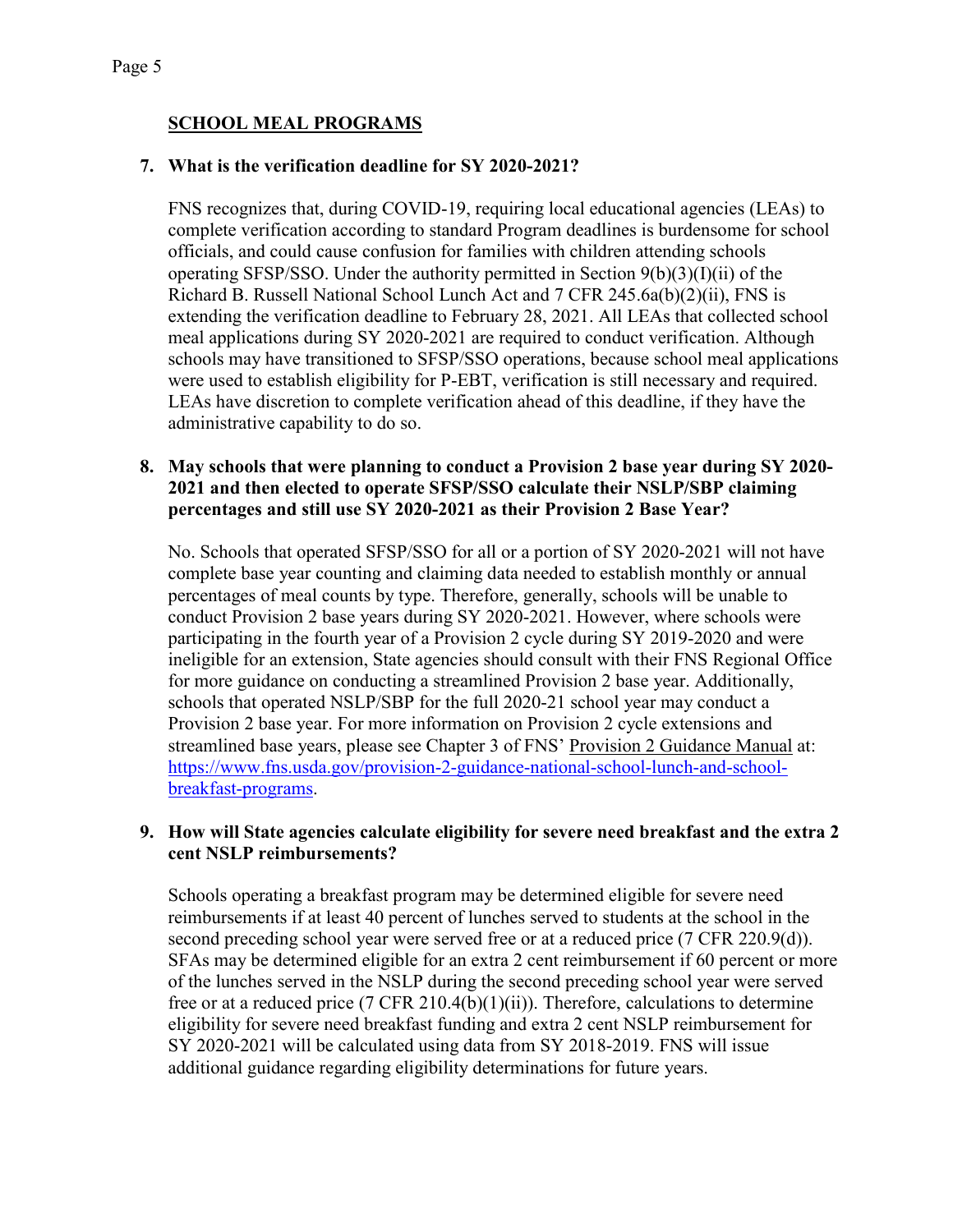## SCHOOL MEAL PROGRAMS

**7. What is the verification deadline for SY 2020-2021?**

FNS recognizes that, during COVID-19, requiring local educational agencies (LEAs) to complete verification according to standard Program deadlines is burdensome for school officials, and could cause confusion for families with children attending schools operating SFSP/SSO. Under the authority permitted in Section 9(b)(3)(I)(ii) of the Richard B. Russell National School Lunch Act and 7 CFR 245.6a(b)(2)(ii), FNS is extending the verification deadline to February 28, 2021. All LEAs that collected school meal applications during SY 2020-2021 are required to conduct verification. Although schools may have transitioned to SFSP/SSO operations, because school meal applications were used to establish eligibility for P-EBT, verification is still necessary and required. LEAs have discretion to complete verification ahead of this deadline, if they have the administrative capability to do so.

**8. May schools that were planning to conduct a Provision 2 base year during SY 2020-2021 and then elected to operate SFSP/SSO calculate their NSLP/SBP claiming percentages and still use SY 2020-2021 as their Provision 2 Base Year?**

No. Schools that operated SFSP/SSO for all or a portion of SY 2020-2021 will not have complete base year counting and claiming data needed to establish monthly or annual percentages of meal counts by type. Therefore, generally, schools will be unable to conduct Provision 2 base years during SY 2020-2021. However, where schools were participating in the fourth year of a Provision 2 cycle during SY 2019-2020 and were ineligible for an extension, State agencies should consult with their FNS Regional Office for more guidance on conducting a streamlined Provision 2 base year. Additionally, schools that operated NSLP/SBP for the full 2020-21 school year may conduct a Provision 2 base year. For more information on Provision 2 cycle extensions and streamlined base years, please see Chapter 3 of FNS' Provision 2 Guidance Manual at: [https://www.fns.usda.gov/provision-2-guidance-national-school-lunch-and-school-breakfast-programs](https://www.fns.usda.gov/provision-2-guidance-national-school-lunch-and-school-breakfast-programs).

**9. How will State agencies calculate eligibility for severe need breakfast and the extra 2 cent NSLP reimbursements?**

Schools operating a breakfast program may be determined eligible for severe need reimbursements if at least 40 percent of lunches served to students at the school in the second preceding school year were served free or at a reduced price (7 CFR 220.9(d)). SFAs may be determined eligible for an extra 2 cent reimbursement if 60 percent or more of the lunches served in the NSLP during the second preceding school year were served free or at a reduced price (7 CFR 210.4(b)(1)(ii)). Therefore, calculations to determine eligibility for severe need breakfast funding and extra 2 cent NSLP reimbursement for SY 2020-2021 will be calculated using data from SY 2018-2019. FNS will issue additional guidance regarding eligibility determinations for future years.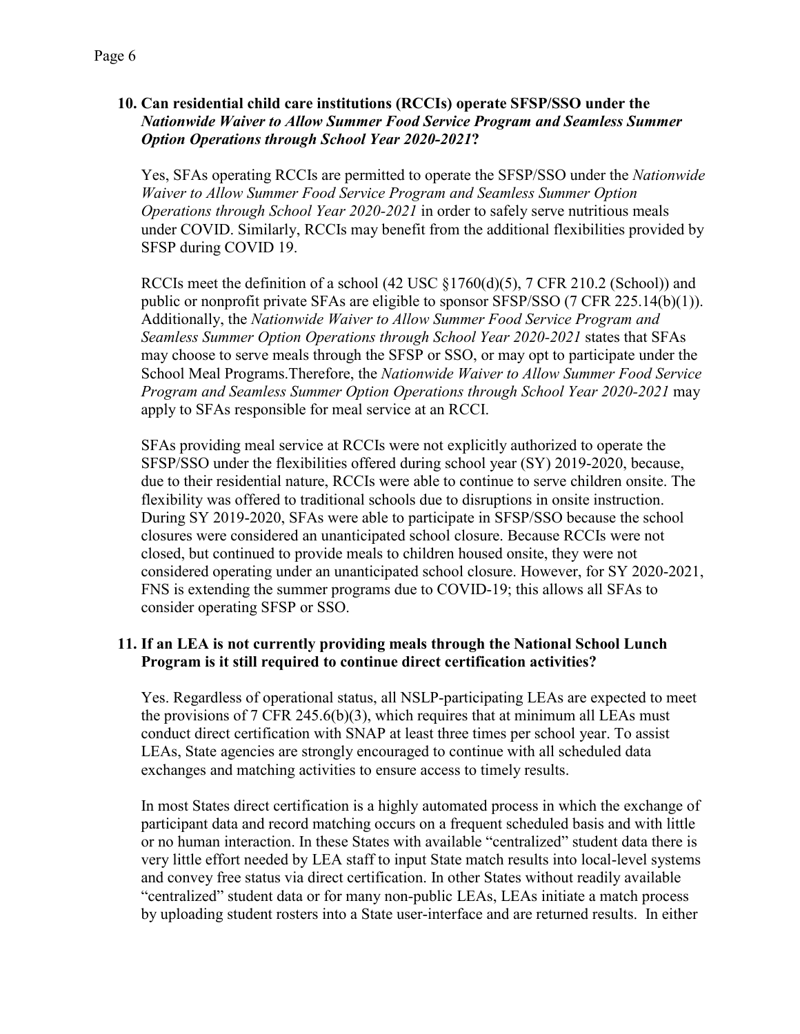**10. Can residential child care institutions (RCCIs) operate SFSP/SSO under the *Nationwide Waiver to Allow Summer Food Service Program and Seamless Summer Option Operations through School Year 2020-2021*?**

Yes, SFAs operating RCCIs are permitted to operate the SFSP/SSO under the *Nationwide Waiver to Allow Summer Food Service Program and Seamless Summer Option Operations through School Year 2020-2021* in order to safely serve nutritious meals under COVID. Similarly, RCCIs may benefit from the additional flexibilities provided by SFSP during COVID 19.

RCCIs meet the definition of a school (42 USC §1760(d)(5), 7 CFR 210.2 (School)) and public or nonprofit private SFAs are eligible to sponsor SFSP/SSO (7 CFR 225.14(b)(1)). Additionally, the *Nationwide Waiver to Allow Summer Food Service Program and Seamless Summer Option Operations through School Year 2020-2021* states that SFAs may choose to serve meals through the SFSP or SSO, or may opt to participate under the School Meal Programs.Therefore, the *Nationwide Waiver to Allow Summer Food Service Program and Seamless Summer Option Operations through School Year 2020-2021* may apply to SFAs responsible for meal service at an RCCI.

SFAs providing meal service at RCCIs were not explicitly authorized to operate the SFSP/SSO under the flexibilities offered during school year (SY) 2019-2020, because, due to their residential nature, RCCIs were able to continue to serve children onsite. The flexibility was offered to traditional schools due to disruptions in onsite instruction. During SY 2019-2020, SFAs were able to participate in SFSP/SSO because the school closures were considered an unanticipated school closure. Because RCCIs were not closed, but continued to provide meals to children housed onsite, they were not considered operating under an unanticipated school closure. However, for SY 2020-2021, FNS is extending the summer programs due to COVID-19; this allows all SFAs to consider operating SFSP or SSO.

**11. If an LEA is not currently providing meals through the National School Lunch Program is it still required to continue direct certification activities?**

Yes. Regardless of operational status, all NSLP-participating LEAs are expected to meet the provisions of 7 CFR 245.6(b)(3), which requires that at minimum all LEAs must conduct direct certification with SNAP at least three times per school year. To assist LEAs, State agencies are strongly encouraged to continue with all scheduled data exchanges and matching activities to ensure access to timely results.

In most States direct certification is a highly automated process in which the exchange of participant data and record matching occurs on a frequent scheduled basis and with little or no human interaction. In these States with available "centralized" student data there is very little effort needed by LEA staff to input State match results into local-level systems and convey free status via direct certification. In other States without readily available "centralized" student data or for many non-public LEAs, LEAs initiate a match process by uploading student rosters into a State user-interface and are returned results. In either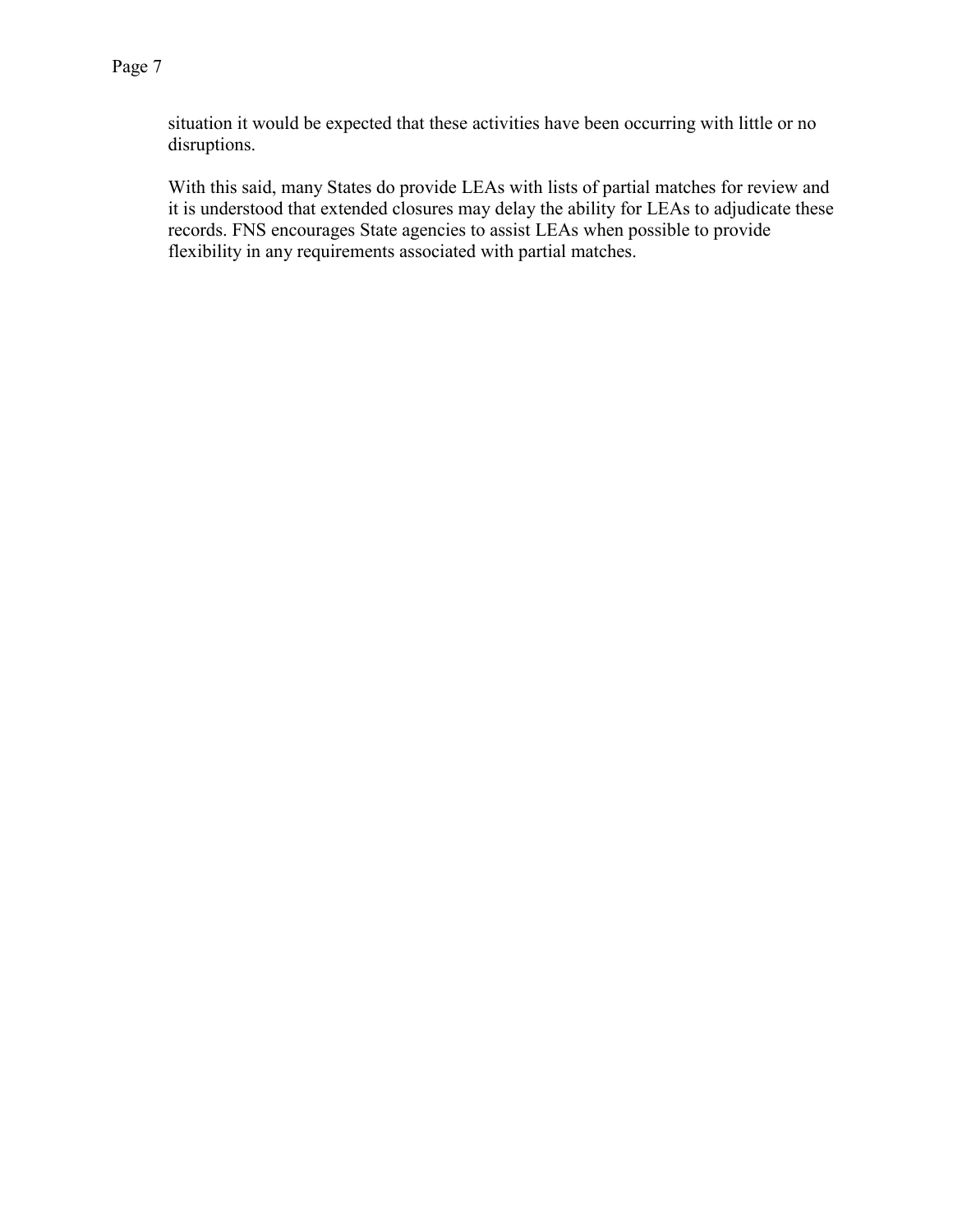situation it would be expected that these activities have been occurring with little or no disruptions.

With this said, many States do provide LEAs with lists of partial matches for review and it is understood that extended closures may delay the ability for LEAs to adjudicate these records. FNS encourages State agencies to assist LEAs when possible to provide flexibility in any requirements associated with partial matches.